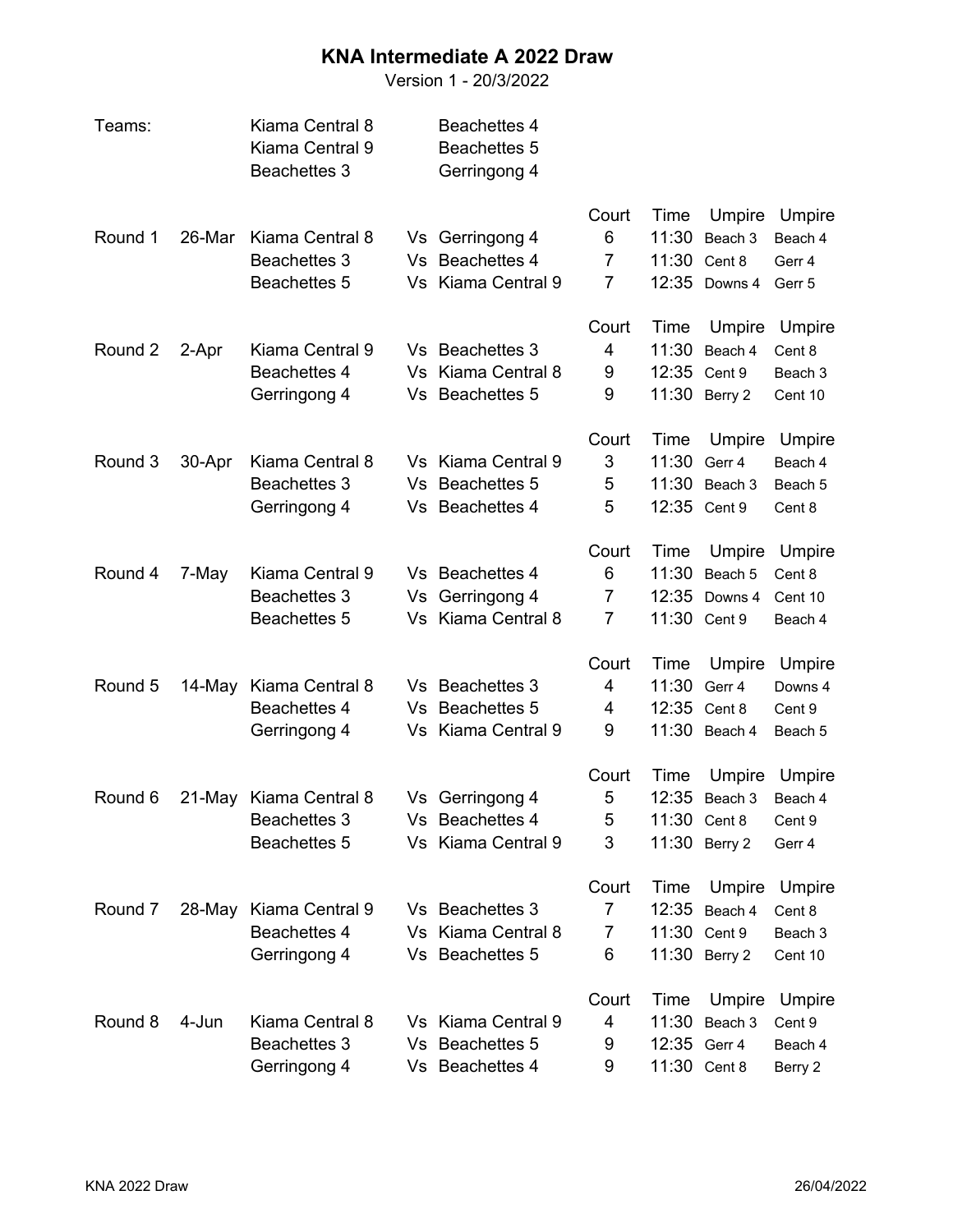# KNA Intermediate A 2022 Draw

Version 1 - 20/3/2022

**Teams:**

| | |
|---|---|
| Kiama Central 8 | Beachettes 4 |
| Kiama Central 9 | Beachettes 5 |
| Beachettes 3 | Gerringong 4 |

| Round | Date | Team | | Team | Court | Time | Umpire | Umpire |
|---|---|---|---|---|---|---|---|---|
| Round 1 | 26-Mar | Kiama Central 8 | Vs | Gerringong 4 | 6 | 11:30 | Beach 3 | Beach 4 |
| | | Beachettes 3 | Vs | Beachettes 4 | 7 | 11:30 | Cent 8 | Gerr 4 |
| | | Beachettes 5 | Vs | Kiama Central 9 | 7 | 12:35 | Downs 4 | Gerr 5 |
| Round 2 | 2-Apr | Kiama Central 9 | Vs | Beachettes 3 | 4 | 11:30 | Beach 4 | Cent 8 |
| | | Beachettes 4 | Vs | Kiama Central 8 | 9 | 12:35 | Cent 9 | Beach 3 |
| | | Gerringong 4 | Vs | Beachettes 5 | 9 | 11:30 | Berry 2 | Cent 10 |
| Round 3 | 30-Apr | Kiama Central 8 | Vs | Kiama Central 9 | 3 | 11:30 | Gerr 4 | Beach 4 |
| | | Beachettes 3 | Vs | Beachettes 5 | 5 | 11:30 | Beach 3 | Beach 5 |
| | | Gerringong 4 | Vs | Beachettes 4 | 5 | 12:35 | Cent 9 | Cent 8 |
| Round 4 | 7-May | Kiama Central 9 | Vs | Beachettes 4 | 6 | 11:30 | Beach 5 | Cent 8 |
| | | Beachettes 3 | Vs | Gerringong 4 | 7 | 12:35 | Downs 4 | Cent 10 |
| | | Beachettes 5 | Vs | Kiama Central 8 | 7 | 11:30 | Cent 9 | Beach 4 |
| Round 5 | 14-May | Kiama Central 8 | Vs | Beachettes 3 | 4 | 11:30 | Gerr 4 | Downs 4 |
| | | Beachettes 4 | Vs | Beachettes 5 | 4 | 12:35 | Cent 8 | Cent 9 |
| | | Gerringong 4 | Vs | Kiama Central 9 | 9 | 11:30 | Beach 4 | Beach 5 |
| Round 6 | 21-May | Kiama Central 8 | Vs | Gerringong 4 | 5 | 12:35 | Beach 3 | Beach 4 |
| | | Beachettes 3 | Vs | Beachettes 4 | 5 | 11:30 | Cent 8 | Cent 9 |
| | | Beachettes 5 | Vs | Kiama Central 9 | 3 | 11:30 | Berry 2 | Gerr 4 |
| Round 7 | 28-May | Kiama Central 9 | Vs | Beachettes 3 | 7 | 12:35 | Beach 4 | Cent 8 |
| | | Beachettes 4 | Vs | Kiama Central 8 | 7 | 11:30 | Cent 9 | Beach 3 |
| | | Gerringong 4 | Vs | Beachettes 5 | 6 | 11:30 | Berry 2 | Cent 10 |
| Round 8 | 4-Jun | Kiama Central 8 | Vs | Kiama Central 9 | 4 | 11:30 | Beach 3 | Cent 9 |
| | | Beachettes 3 | Vs | Beachettes 5 | 9 | 12:35 | Gerr 4 | Beach 4 |
| | | Gerringong 4 | Vs | Beachettes 4 | 9 | 11:30 | Cent 8 | Berry 2 |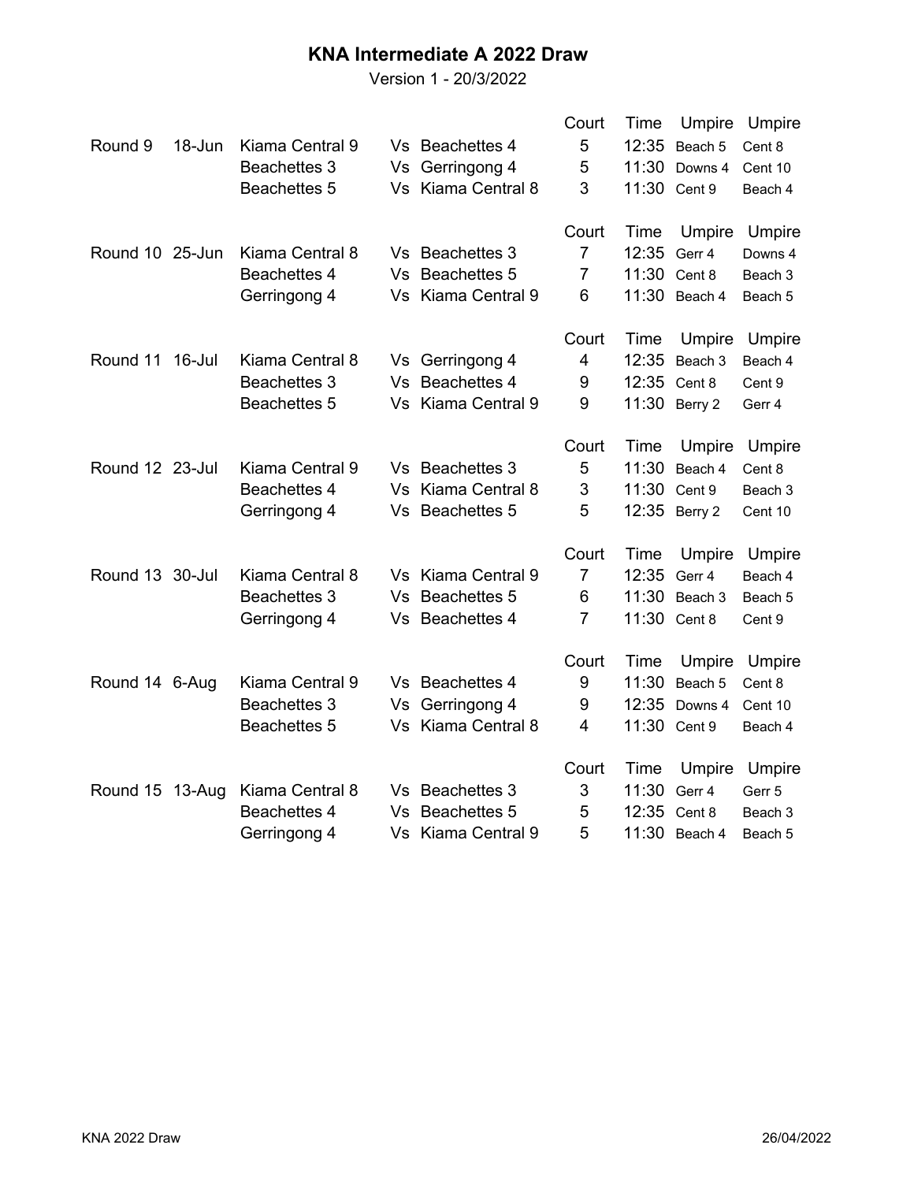# KNA Intermediate A 2022 Draw

Version 1 - 20/3/2022

| | | | | | Court | Time | Umpire | Umpire |
|---|---|---|---|---|---|---|---|---|
| Round 9 | 18-Jun | Kiama Central 9 | Vs | Beachettes 4 | 5 | 12:35 | Beach 5 | Cent 8 |
| | | Beachettes 3 | Vs | Gerringong 4 | 5 | 11:30 | Downs 4 | Cent 10 |
| | | Beachettes 5 | Vs | Kiama Central 8 | 3 | 11:30 | Cent 9 | Beach 4 |
| | | | | | Court | Time | Umpire | Umpire |
| Round 10 | 25-Jun | Kiama Central 8 | Vs | Beachettes 3 | 7 | 12:35 | Gerr 4 | Downs 4 |
| | | Beachettes 4 | Vs | Beachettes 5 | 7 | 11:30 | Cent 8 | Beach 3 |
| | | Gerringong 4 | Vs | Kiama Central 9 | 6 | 11:30 | Beach 4 | Beach 5 |
| | | | | | Court | Time | Umpire | Umpire |
| Round 11 | 16-Jul | Kiama Central 8 | Vs | Gerringong 4 | 4 | 12:35 | Beach 3 | Beach 4 |
| | | Beachettes 3 | Vs | Beachettes 4 | 9 | 12:35 | Cent 8 | Cent 9 |
| | | Beachettes 5 | Vs | Kiama Central 9 | 9 | 11:30 | Berry 2 | Gerr 4 |
| | | | | | Court | Time | Umpire | Umpire |
| Round 12 | 23-Jul | Kiama Central 9 | Vs | Beachettes 3 | 5 | 11:30 | Beach 4 | Cent 8 |
| | | Beachettes 4 | Vs | Kiama Central 8 | 3 | 11:30 | Cent 9 | Beach 3 |
| | | Gerringong 4 | Vs | Beachettes 5 | 5 | 12:35 | Berry 2 | Cent 10 |
| | | | | | Court | Time | Umpire | Umpire |
| Round 13 | 30-Jul | Kiama Central 8 | Vs | Kiama Central 9 | 7 | 12:35 | Gerr 4 | Beach 4 |
| | | Beachettes 3 | Vs | Beachettes 5 | 6 | 11:30 | Beach 3 | Beach 5 |
| | | Gerringong 4 | Vs | Beachettes 4 | 7 | 11:30 | Cent 8 | Cent 9 |
| | | | | | Court | Time | Umpire | Umpire |
| Round 14 | 6-Aug | Kiama Central 9 | Vs | Beachettes 4 | 9 | 11:30 | Beach 5 | Cent 8 |
| | | Beachettes 3 | Vs | Gerringong 4 | 9 | 12:35 | Downs 4 | Cent 10 |
| | | Beachettes 5 | Vs | Kiama Central 8 | 4 | 11:30 | Cent 9 | Beach 4 |
| | | | | | Court | Time | Umpire | Umpire |
| Round 15 | 13-Aug | Kiama Central 8 | Vs | Beachettes 3 | 3 | 11:30 | Gerr 4 | Gerr 5 |
| | | Beachettes 4 | Vs | Beachettes 5 | 5 | 12:35 | Cent 8 | Beach 3 |
| | | Gerringong 4 | Vs | Kiama Central 9 | 5 | 11:30 | Beach 4 | Beach 5 |